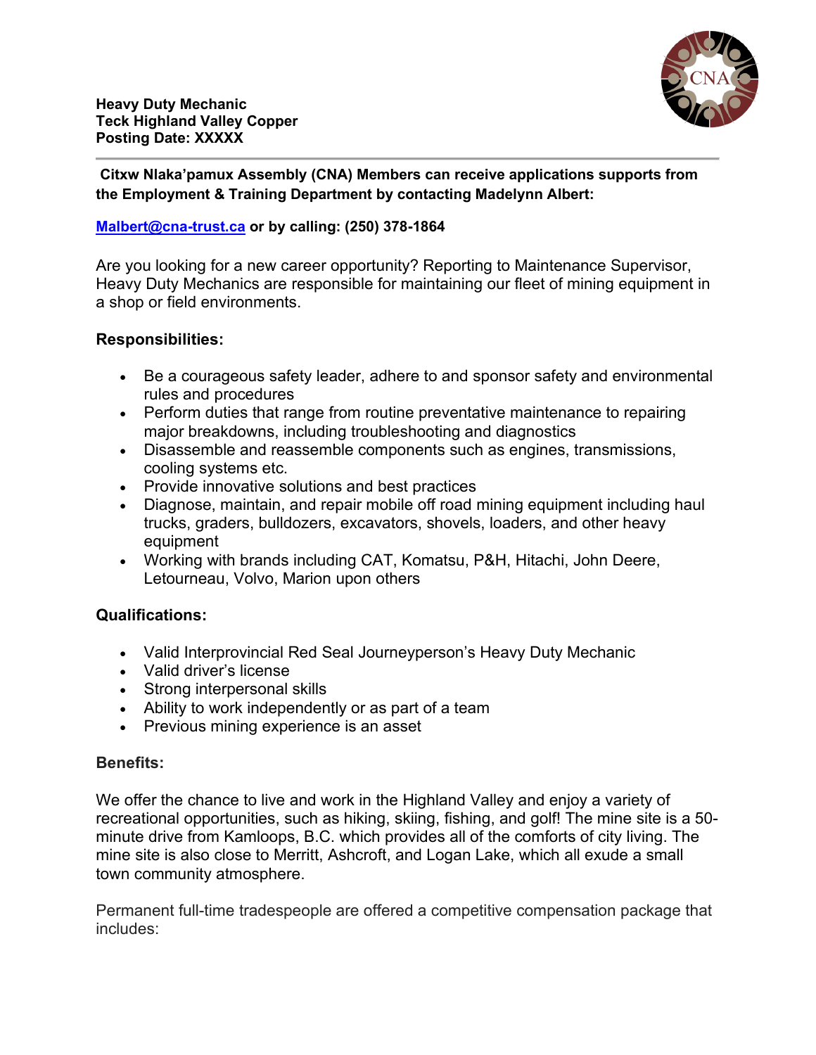**Heavy Duty Mechanic**
**Teck Highland Valley Copper**
**Posting Date: XXXXX**

---

**Citxw Nlaka'pamux Assembly (CNA) Members can receive applications supports from the Employment & Training Department by contacting Madelynn Albert:**

**[Malbert@cna-trust.ca](mailto:Malbert@cna-trust.ca) or by calling: (250) 378-1864**

Are you looking for a new career opportunity? Reporting to Maintenance Supervisor, Heavy Duty Mechanics are responsible for maintaining our fleet of mining equipment in a shop or field environments.

**Responsibilities:**

- Be a courageous safety leader, adhere to and sponsor safety and environmental rules and procedures
- Perform duties that range from routine preventative maintenance to repairing major breakdowns, including troubleshooting and diagnostics
- Disassemble and reassemble components such as engines, transmissions, cooling systems etc.
- Provide innovative solutions and best practices
- Diagnose, maintain, and repair mobile off road mining equipment including haul trucks, graders, bulldozers, excavators, shovels, loaders, and other heavy equipment
- Working with brands including CAT, Komatsu, P&H, Hitachi, John Deere, Letourneau, Volvo, Marion upon others

**Qualifications:**

- Valid Interprovincial Red Seal Journeyperson's Heavy Duty Mechanic
- Valid driver's license
- Strong interpersonal skills
- Ability to work independently or as part of a team
- Previous mining experience is an asset

**Benefits:**

We offer the chance to live and work in the Highland Valley and enjoy a variety of recreational opportunities, such as hiking, skiing, fishing, and golf! The mine site is a 50-minute drive from Kamloops, B.C. which provides all of the comforts of city living. The mine site is also close to Merritt, Ashcroft, and Logan Lake, which all exude a small town community atmosphere.

Permanent full-time tradespeople are offered a competitive compensation package that includes: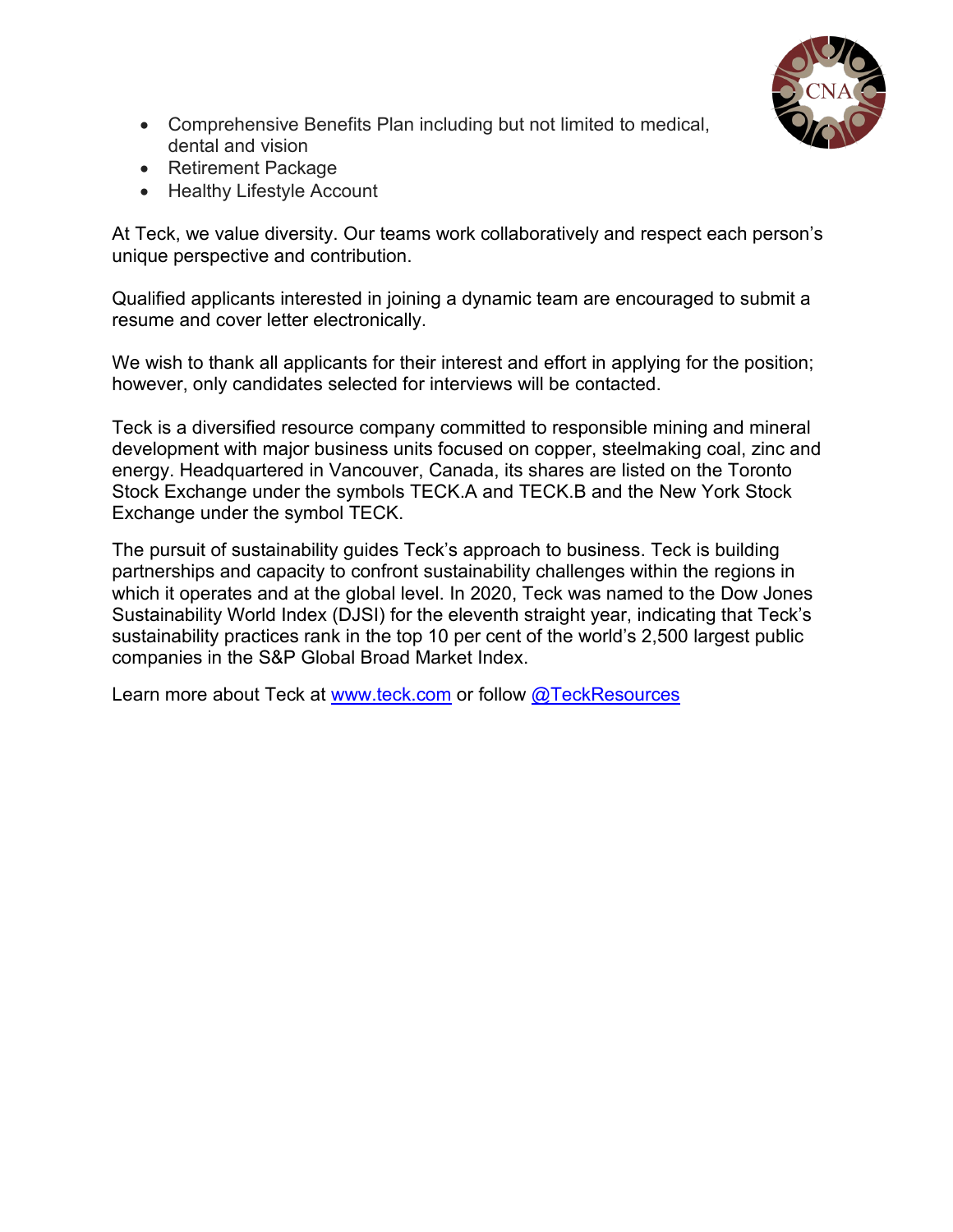- Comprehensive Benefits Plan including but not limited to medical, dental and vision
- Retirement Package
- Healthy Lifestyle Account

At Teck, we value diversity. Our teams work collaboratively and respect each person's unique perspective and contribution.

Qualified applicants interested in joining a dynamic team are encouraged to submit a resume and cover letter electronically.

We wish to thank all applicants for their interest and effort in applying for the position; however, only candidates selected for interviews will be contacted.

Teck is a diversified resource company committed to responsible mining and mineral development with major business units focused on copper, steelmaking coal, zinc and energy. Headquartered in Vancouver, Canada, its shares are listed on the Toronto Stock Exchange under the symbols TECK.A and TECK.B and the New York Stock Exchange under the symbol TECK.

The pursuit of sustainability guides Teck's approach to business. Teck is building partnerships and capacity to confront sustainability challenges within the regions in which it operates and at the global level. In 2020, Teck was named to the Dow Jones Sustainability World Index (DJSI) for the eleventh straight year, indicating that Teck's sustainability practices rank in the top 10 per cent of the world's 2,500 largest public companies in the S&P Global Broad Market Index.

Learn more about Teck at [www.teck.com](http://www.teck.com) or follow [@TeckResources](https://twitter.com/TeckResources)